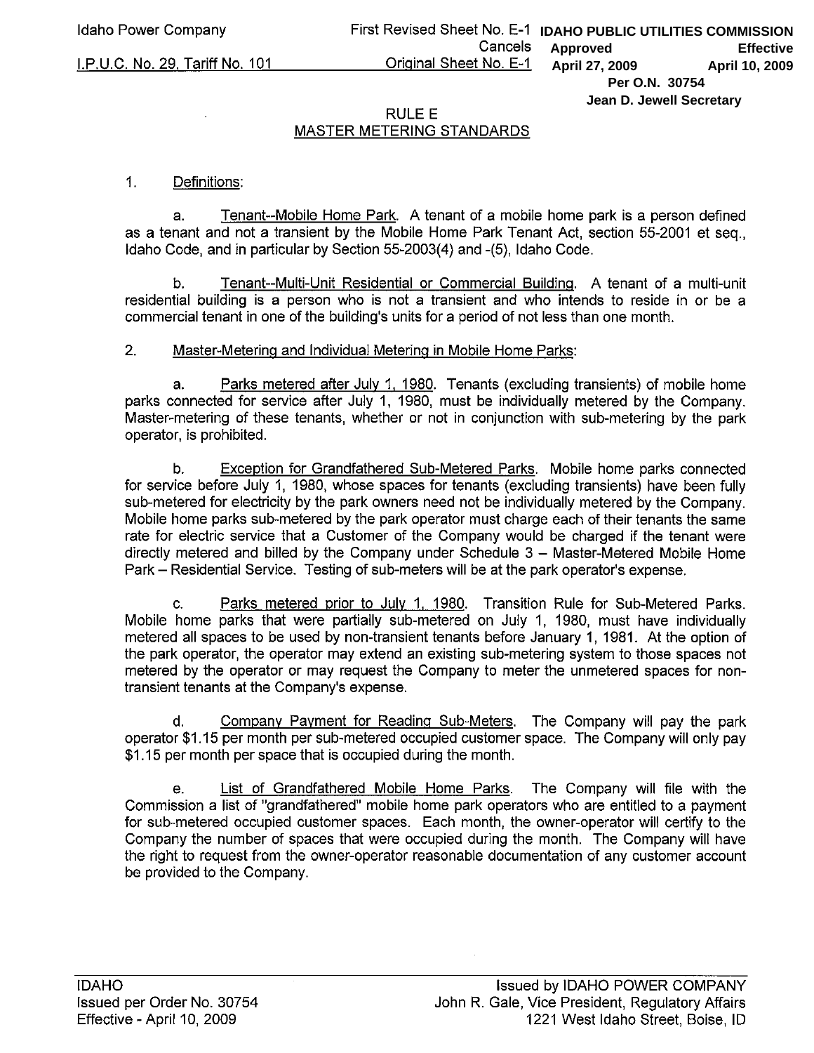# RULE E
## MASTER METERING STANDARDS

1. Definitions:

   a. Tenant--Mobile Home Park. A tenant of a mobile home park is a person defined as a tenant and not a transient by the Mobile Home Park Tenant Act, section 55-2001 et seq., Idaho Code, and in particular by Section 55-2003(4) and -(5), Idaho Code.

   b. Tenant--Multi-Unit Residential or Commercial Building. A tenant of a multi-unit residential building is a person who is not a transient and who intends to reside in or be a commercial tenant in one of the building's units for a period of not less than one month.

2. Master-Metering and Individual Metering in Mobile Home Parks:

   a. Parks metered after July 1, 1980. Tenants (excluding transients) of mobile home parks connected for service after July 1, 1980, must be individually metered by the Company. Master-metering of these tenants, whether or not in conjunction with sub-metering by the park operator, is prohibited.

   b. Exception for Grandfathered Sub-Metered Parks. Mobile home parks connected for service before July 1, 1980, whose spaces for tenants (excluding transients) have been fully sub-metered for electricity by the park owners need not be individually metered by the Company. Mobile home parks sub-metered by the park operator must charge each of their tenants the same rate for electric service that a Customer of the Company would be charged if the tenant were directly metered and billed by the Company under Schedule 3 – Master-Metered Mobile Home Park – Residential Service. Testing of sub-meters will be at the park operator's expense.

   c. Parks metered prior to July 1, 1980. Transition Rule for Sub-Metered Parks. Mobile home parks that were partially sub-metered on July 1, 1980, must have individually metered all spaces to be used by non-transient tenants before January 1, 1981. At the option of the park operator, the operator may extend an existing sub-metering system to those spaces not metered by the operator or may request the Company to meter the unmetered spaces for non-transient tenants at the Company's expense.

   d. Company Payment for Reading Sub-Meters. The Company will pay the park operator $1.15 per month per sub-metered occupied customer space. The Company will only pay $1.15 per month per space that is occupied during the month.

   e. List of Grandfathered Mobile Home Parks. The Company will file with the Commission a list of "grandfathered" mobile home park operators who are entitled to a payment for sub-metered occupied customer spaces. Each month, the owner-operator will certify to the Company the number of spaces that were occupied during the month. The Company will have the right to request from the owner-operator reasonable documentation of any customer account be provided to the Company.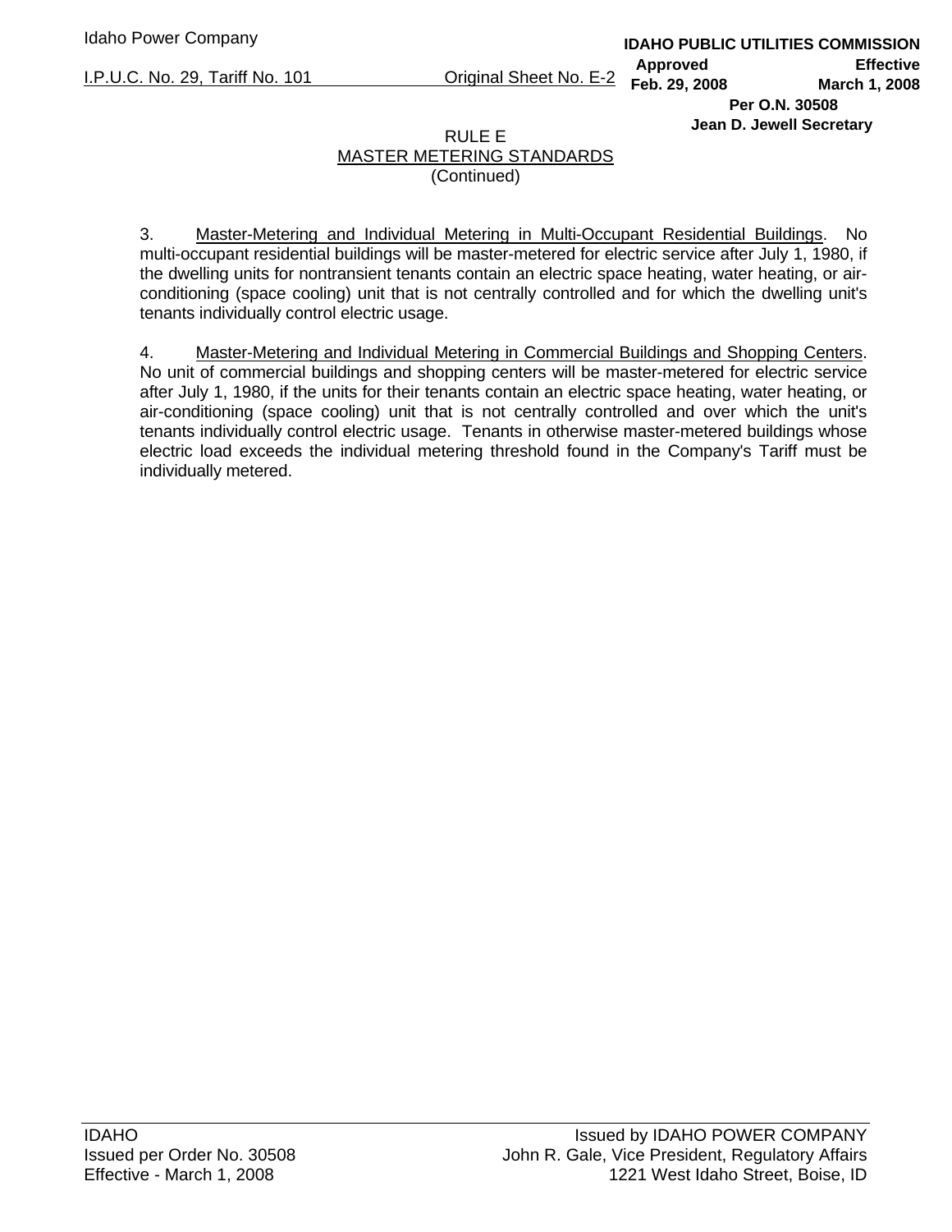RULE E
MASTER METERING STANDARDS
(Continued)

3. Master-Metering and Individual Metering in Multi-Occupant Residential Buildings. No multi-occupant residential buildings will be master-metered for electric service after July 1, 1980, if the dwelling units for nontransient tenants contain an electric space heating, water heating, or air-conditioning (space cooling) unit that is not centrally controlled and for which the dwelling unit's tenants individually control electric usage.

4. Master-Metering and Individual Metering in Commercial Buildings and Shopping Centers. No unit of commercial buildings and shopping centers will be master-metered for electric service after July 1, 1980, if the units for their tenants contain an electric space heating, water heating, or air-conditioning (space cooling) unit that is not centrally controlled and over which the unit's tenants individually control electric usage. Tenants in otherwise master-metered buildings whose electric load exceeds the individual metering threshold found in the Company's Tariff must be individually metered.